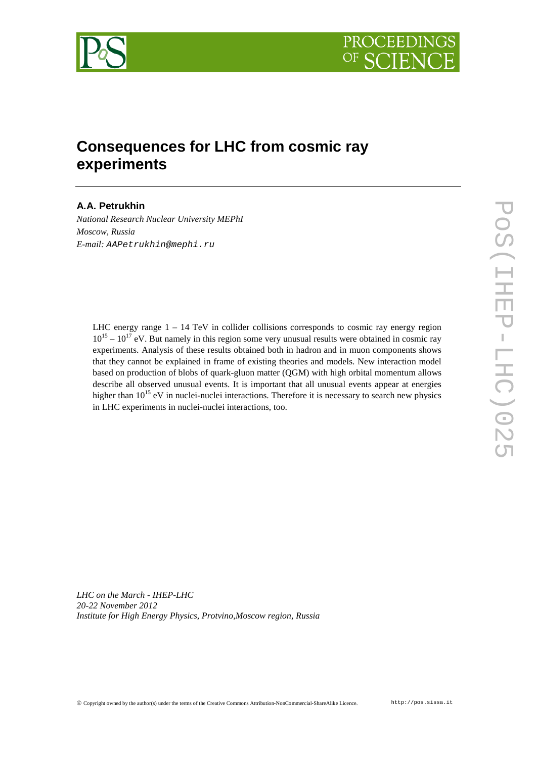# Consequences for LHC from cosmic ray experiments

**A.A. Petrukhin**

*National Research Nuclear University MEPhI*
*Moscow, Russia*
*E-mail:* `AAPetrukhin@mephi.ru`

LHC energy range 1 – 14 TeV in collider collisions corresponds to cosmic ray energy region $10^{15} – 10^{17}$ eV. But namely in this region some very unusual results were obtained in cosmic ray experiments. Analysis of these results obtained both in hadron and in muon components shows that they cannot be explained in frame of existing theories and models. New interaction model based on production of blobs of quark-gluon matter (QGM) with high orbital momentum allows describe all observed unusual events. It is important that all unusual events appear at energies higher than $10^{15}$ eV in nuclei-nuclei interactions. Therefore it is necessary to search new physics in LHC experiments in nuclei-nuclei interactions, too.

*LHC on the March - IHEP-LHC*
*20-22 November 2012*
*Institute for High Energy Physics, Protvino,Moscow region, Russia*

© Copyright owned by the author(s) under the terms of the Creative Commons Attribution-NonCommercial-ShareAlike Licence. http://pos.sissa.it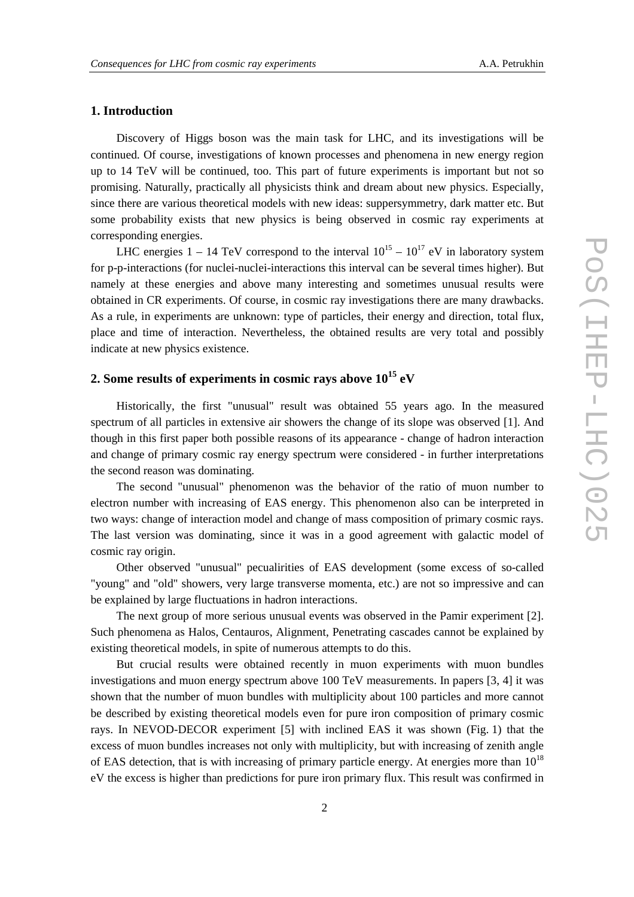## 1. Introduction

Discovery of Higgs boson was the main task for LHC, and its investigations will be continued. Of course, investigations of known processes and phenomena in new energy region up to 14 TeV will be continued, too. This part of future experiments is important but not so promising. Naturally, practically all physicists think and dream about new physics. Especially, since there are various theoretical models with new ideas: suppersymmetry, dark matter etc. But some probability exists that new physics is being observed in cosmic ray experiments at corresponding energies.

LHC energies 1 – 14 TeV correspond to the interval $10^{15}$ – $10^{17}$ eV in laboratory system for p-p-interactions (for nuclei-nuclei-interactions this interval can be several times higher). But namely at these energies and above many interesting and sometimes unusual results were obtained in CR experiments. Of course, in cosmic ray investigations there are many drawbacks. As a rule, in experiments are unknown: type of particles, their energy and direction, total flux, place and time of interaction. Nevertheless, the obtained results are very total and possibly indicate at new physics existence.

## 2. Some results of experiments in cosmic rays above $10^{15}$ eV

Historically, the first "unusual" result was obtained 55 years ago. In the measured spectrum of all particles in extensive air showers the change of its slope was observed [1]. And though in this first paper both possible reasons of its appearance - change of hadron interaction and change of primary cosmic ray energy spectrum were considered - in further interpretations the second reason was dominating.

The second "unusual" phenomenon was the behavior of the ratio of muon number to electron number with increasing of EAS energy. This phenomenon also can be interpreted in two ways: change of interaction model and change of mass composition of primary cosmic rays. The last version was dominating, since it was in a good agreement with galactic model of cosmic ray origin.

Other observed "unusual" pecualirities of EAS development (some excess of so-called "young" and "old" showers, very large transverse momenta, etc.) are not so impressive and can be explained by large fluctuations in hadron interactions.

The next group of more serious unusual events was observed in the Pamir experiment [2]. Such phenomena as Halos, Centauros, Alignment, Penetrating cascades cannot be explained by existing theoretical models, in spite of numerous attempts to do this.

But crucial results were obtained recently in muon experiments with muon bundles investigations and muon energy spectrum above 100 TeV measurements. In papers [3, 4] it was shown that the number of muon bundles with multiplicity about 100 particles and more cannot be described by existing theoretical models even for pure iron composition of primary cosmic rays. In NEVOD-DECOR experiment [5] with inclined EAS it was shown (Fig. 1) that the excess of muon bundles increases not only with multiplicity, but with increasing of zenith angle of EAS detection, that is with increasing of primary particle energy. At energies more than $10^{18}$ eV the excess is higher than predictions for pure iron primary flux. This result was confirmed in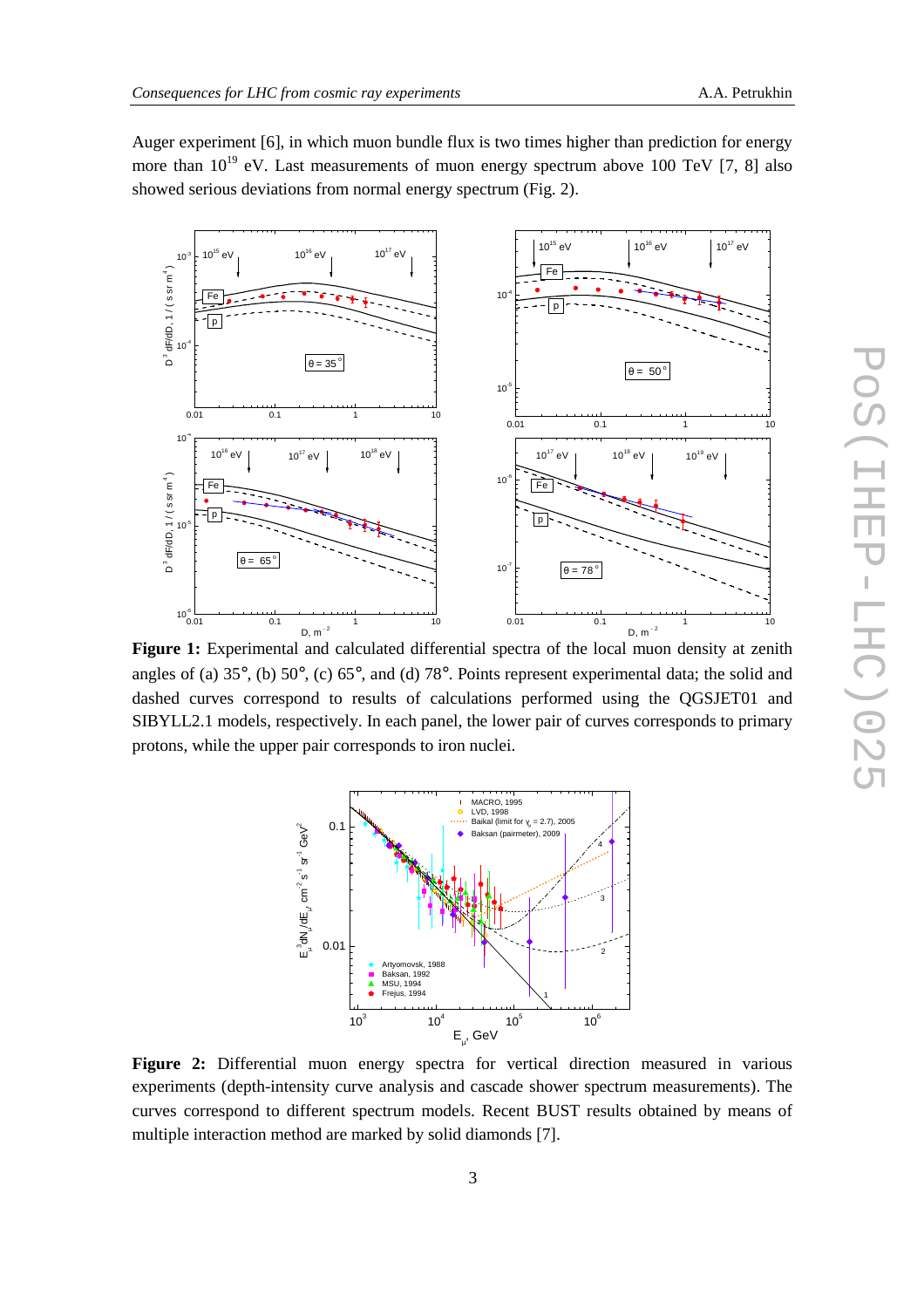Auger experiment [6], in which muon bundle flux is two times higher than prediction for energy more than $10^{19}$ eV. Last measurements of muon energy spectrum above 100 TeV [7, 8] also showed serious deviations from normal energy spectrum (Fig. 2).

**Figure 1:** Experimental and calculated differential spectra of the local muon density at zenith angles of (a) 35°, (b) 50°, (c) 65°, and (d) 78°. Points represent experimental data; the solid and dashed curves correspond to results of calculations performed using the QGSJET01 and SIBYLL2.1 models, respectively. In each panel, the lower pair of curves corresponds to primary protons, while the upper pair corresponds to iron nuclei.

**Figure 2:** Differential muon energy spectra for vertical direction measured in various experiments (depth-intensity curve analysis and cascade shower spectrum measurements). The curves correspond to different spectrum models. Recent BUST results obtained by means of multiple interaction method are marked by solid diamonds [7].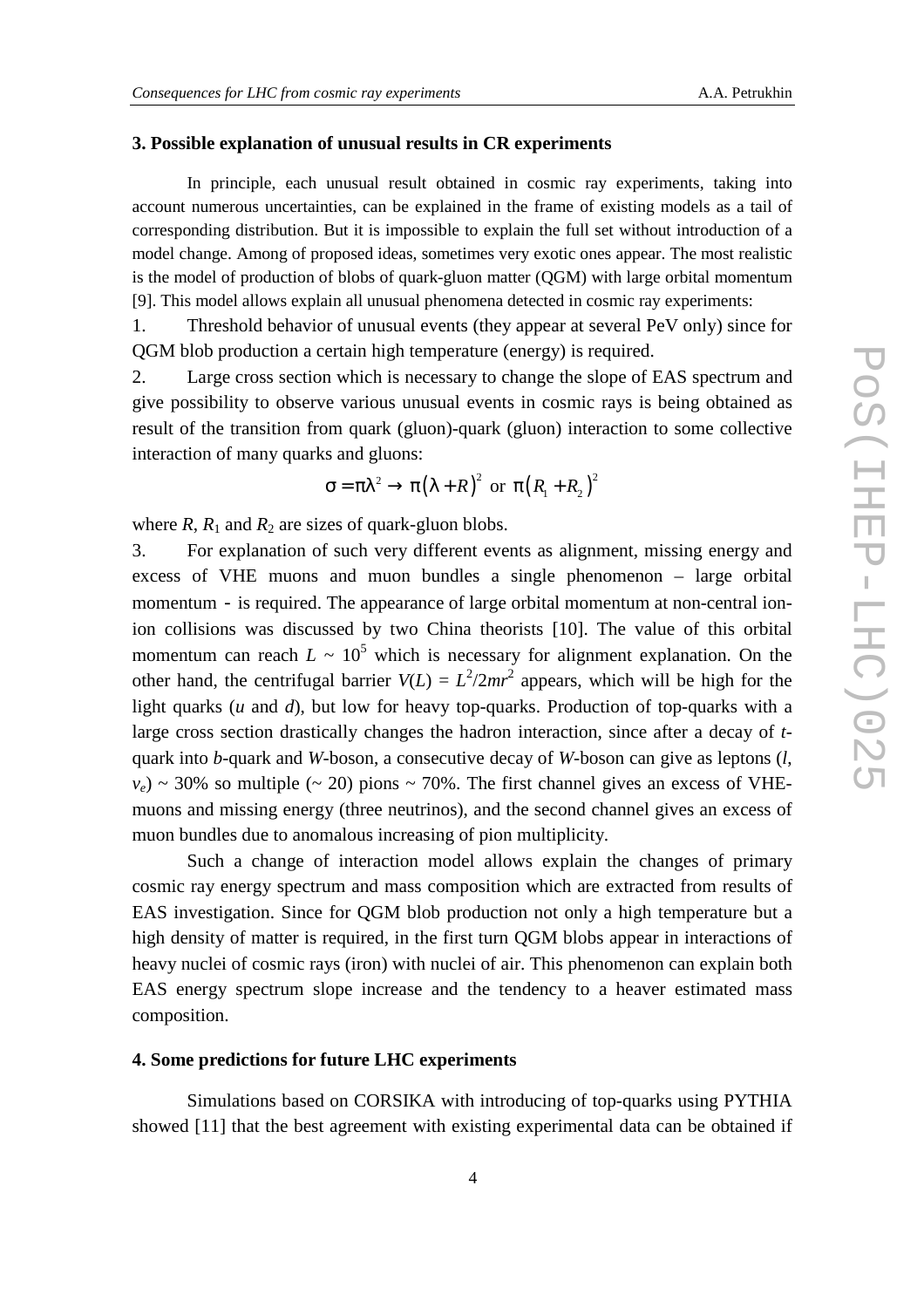### 3. Possible explanation of unusual results in CR experiments

In principle, each unusual result obtained in cosmic ray experiments, taking into account numerous uncertainties, can be explained in the frame of existing models as a tail of corresponding distribution. But it is impossible to explain the full set without introduction of a model change. Among of proposed ideas, sometimes very exotic ones appear. The most realistic is the model of production of blobs of quark-gluon matter (QGM) with large orbital momentum [9]. This model allows explain all unusual phenomena detected in cosmic ray experiments:

1. Threshold behavior of unusual events (they appear at several PeV only) since for QGM blob production a certain high temperature (energy) is required.
2. Large cross section which is necessary to change the slope of EAS spectrum and give possibility to observe various unusual events in cosmic rays is being obtained as result of the transition from quark (gluon)-quark (gluon) interaction to some collective interaction of many quarks and gluons:

$$\sigma = \pi\lambda^2 \to \pi(\lambda + R)^2 \text{ or } \pi(R_1 + R_2)^2$$

where $R$, $R_1$ and $R_2$ are sizes of quark-gluon blobs.

3. For explanation of such very different events as alignment, missing energy and excess of VHE muons and muon bundles a single phenomenon – large orbital momentum - is required. The appearance of large orbital momentum at non-central ion-ion collisions was discussed by two China theorists [10]. The value of this orbital momentum can reach $L \sim 10^5$ which is necessary for alignment explanation. On the other hand, the centrifugal barrier $V(L) = L^2/2mr^2$ appears, which will be high for the light quarks ($u$ and $d$), but low for heavy top-quarks. Production of top-quarks with a large cross section drastically changes the hadron interaction, since after a decay of $t$-quark into $b$-quark and $W$-boson, a consecutive decay of $W$-boson can give as leptons ($l$, $\nu_e$) ~ 30% so multiple (~ 20) pions ~ 70%. The first channel gives an excess of VHE-muons and missing energy (three neutrinos), and the second channel gives an excess of muon bundles due to anomalous increasing of pion multiplicity.

Such a change of interaction model allows explain the changes of primary cosmic ray energy spectrum and mass composition which are extracted from results of EAS investigation. Since for QGM blob production not only a high temperature but a high density of matter is required, in the first turn QGM blobs appear in interactions of heavy nuclei of cosmic rays (iron) with nuclei of air. This phenomenon can explain both EAS energy spectrum slope increase and the tendency to a heaver estimated mass composition.

### 4. Some predictions for future LHC experiments

Simulations based on CORSIKA with introducing of top-quarks using PYTHIA showed [11] that the best agreement with existing experimental data can be obtained if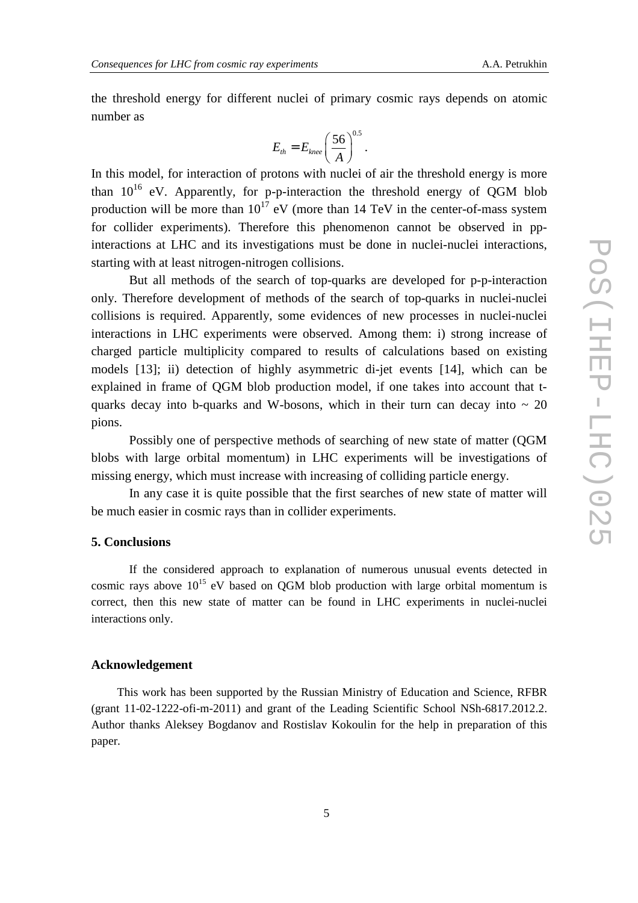the threshold energy for different nuclei of primary cosmic rays depends on atomic number as

$$E_{th} = E_{knee}\left(\frac{56}{A}\right)^{0.5}.$$

In this model, for interaction of protons with nuclei of air the threshold energy is more than $10^{16}$ eV. Apparently, for p-p-interaction the threshold energy of QGM blob production will be more than $10^{17}$ eV (more than 14 TeV in the center-of-mass system for collider experiments). Therefore this phenomenon cannot be observed in pp-interactions at LHC and its investigations must be done in nuclei-nuclei interactions, starting with at least nitrogen-nitrogen collisions.

But all methods of the search of top-quarks are developed for p-p-interaction only. Therefore development of methods of the search of top-quarks in nuclei-nuclei collisions is required. Apparently, some evidences of new processes in nuclei-nuclei interactions in LHC experiments were observed. Among them: i) strong increase of charged particle multiplicity compared to results of calculations based on existing models [13]; ii) detection of highly asymmetric di-jet events [14], which can be explained in frame of QGM blob production model, if one takes into account that t-quarks decay into b-quarks and W-bosons, which in their turn can decay into ~ 20 pions.

Possibly one of perspective methods of searching of new state of matter (QGM blobs with large orbital momentum) in LHC experiments will be investigations of missing energy, which must increase with increasing of colliding particle energy.

In any case it is quite possible that the first searches of new state of matter will be much easier in cosmic rays than in collider experiments.

## 5. Conclusions

If the considered approach to explanation of numerous unusual events detected in cosmic rays above $10^{15}$ eV based on QGM blob production with large orbital momentum is correct, then this new state of matter can be found in LHC experiments in nuclei-nuclei interactions only.

## Acknowledgement

This work has been supported by the Russian Ministry of Education and Science, RFBR (grant 11-02-1222-ofi-m-2011) and grant of the Leading Scientific School NSh-6817.2012.2. Author thanks Aleksey Bogdanov and Rostislav Kokoulin for the help in preparation of this paper.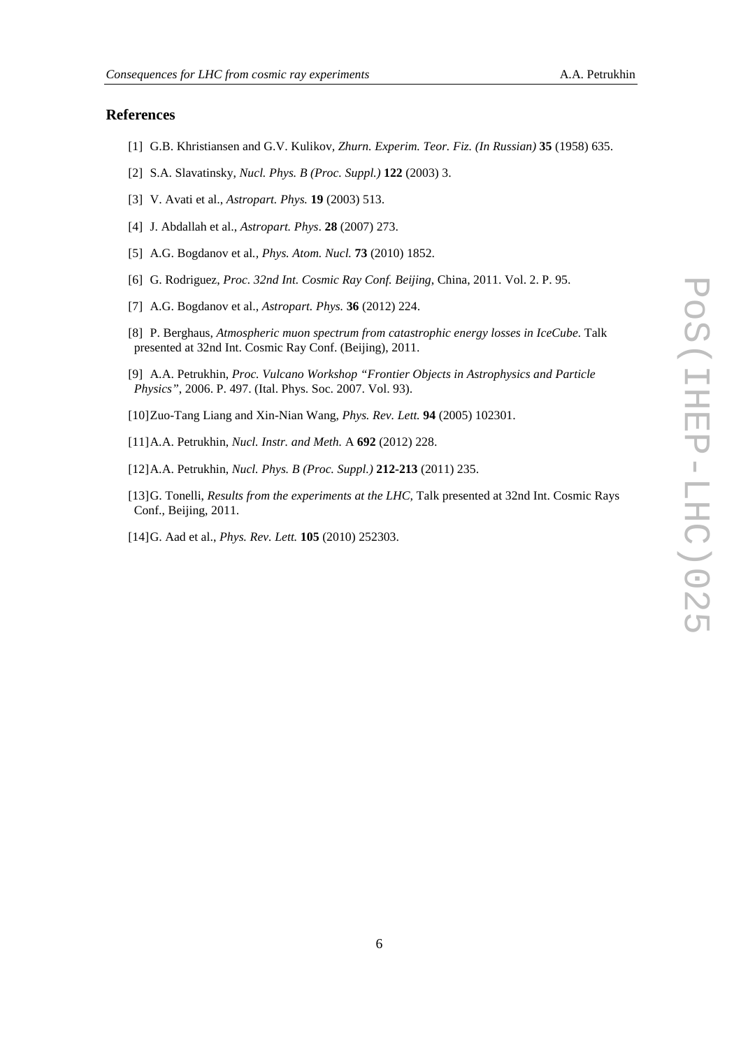## References

[1] G.B. Khristiansen and G.V. Kulikov, *Zhurn. Experim. Teor. Fiz. (In Russian)* **35** (1958) 635.

[2] S.A. Slavatinsky, *Nucl. Phys. B (Proc. Suppl.)* **122** (2003) 3.

[3] V. Avati et al., *Astropart. Phys.* **19** (2003) 513.

[4] J. Abdallah et al., *Astropart. Phys*. **28** (2007) 273.

[5] A.G. Bogdanov et al*., Phys. Atom. Nucl.* **73** (2010) 1852.

[6] G. Rodriguez, *Proc. 32nd Int. Cosmic Ray Conf. Beijing*, China, 2011. Vol. 2. P. 95.

[7] A.G. Bogdanov et al., *Astropart. Phys.* **36** (2012) 224.

[8] P. Berghaus, *Atmospheric muon spectrum from catastrophic energy losses in IceCube.* Talk presented at 32nd Int. Cosmic Ray Conf. (Beijing), 2011.

[9] A.A. Petrukhin, *Proc. Vulcano Workshop "Frontier Objects in Astrophysics and Particle Physics"*, 2006. P. 497. (Ital. Phys. Soc. 2007. Vol. 93).

[10] Zuo-Tang Liang and Xin-Nian Wang, *Phys. Rev. Lett.* **94** (2005) 102301.

[11] A.A. Petrukhin, *Nucl. Instr. and Meth.* A **692** (2012) 228.

[12] A.A. Petrukhin, *Nucl. Phys. B (Proc. Suppl.)* **212-213** (2011) 235.

[13] G. Tonelli, *Results from the experiments at the LHC,* Talk presented at 32nd Int. Cosmic Rays Conf., Beijing, 2011.

[14] G. Aad et al., *Phys. Rev. Lett.* **105** (2010) 252303.